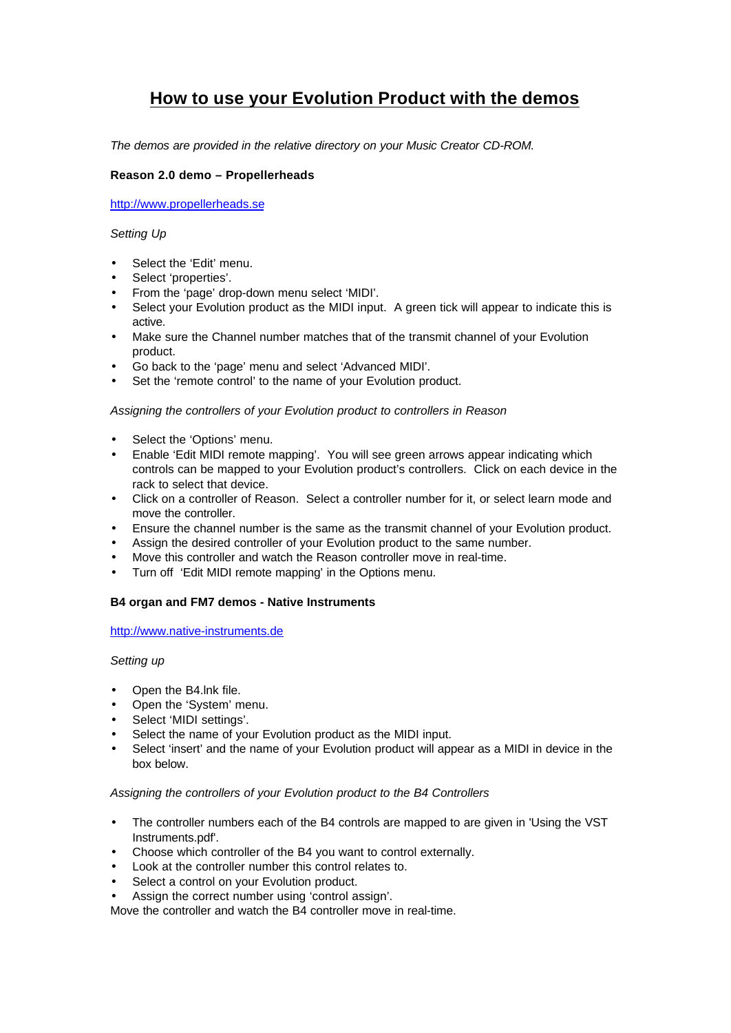# How to use your Evolution Product with the demos

*The demos are provided in the relative directory on your Music Creator CD-ROM.*

**Reason 2.0 demo – Propellerheads**

http://www.propellerheads.se

*Setting Up*

- Select the 'Edit' menu.
- Select 'properties'.
- From the 'page' drop-down menu select 'MIDI'.
- Select your Evolution product as the MIDI input. A green tick will appear to indicate this is active.
- Make sure the Channel number matches that of the transmit channel of your Evolution product.
- Go back to the 'page' menu and select 'Advanced MIDI'.
- Set the 'remote control' to the name of your Evolution product.

*Assigning the controllers of your Evolution product to controllers in Reason*

- Select the 'Options' menu.
- Enable 'Edit MIDI remote mapping'. You will see green arrows appear indicating which controls can be mapped to your Evolution product's controllers. Click on each device in the rack to select that device.
- Click on a controller of Reason. Select a controller number for it, or select learn mode and move the controller.
- Ensure the channel number is the same as the transmit channel of your Evolution product.
- Assign the desired controller of your Evolution product to the same number.
- Move this controller and watch the Reason controller move in real-time.
- Turn off 'Edit MIDI remote mapping' in the Options menu.

**B4 organ and FM7 demos - Native Instruments**

http://www.native-instruments.de

*Setting up*

- Open the B4.lnk file.
- Open the 'System' menu.
- Select 'MIDI settings'.
- Select the name of your Evolution product as the MIDI input.
- Select 'insert' and the name of your Evolution product will appear as a MIDI in device in the box below.

*Assigning the controllers of your Evolution product to the B4 Controllers*

- The controller numbers each of the B4 controls are mapped to are given in 'Using the VST Instruments.pdf'.
- Choose which controller of the B4 you want to control externally.
- Look at the controller number this control relates to.
- Select a control on your Evolution product.
- Assign the correct number using 'control assign'.

Move the controller and watch the B4 controller move in real-time.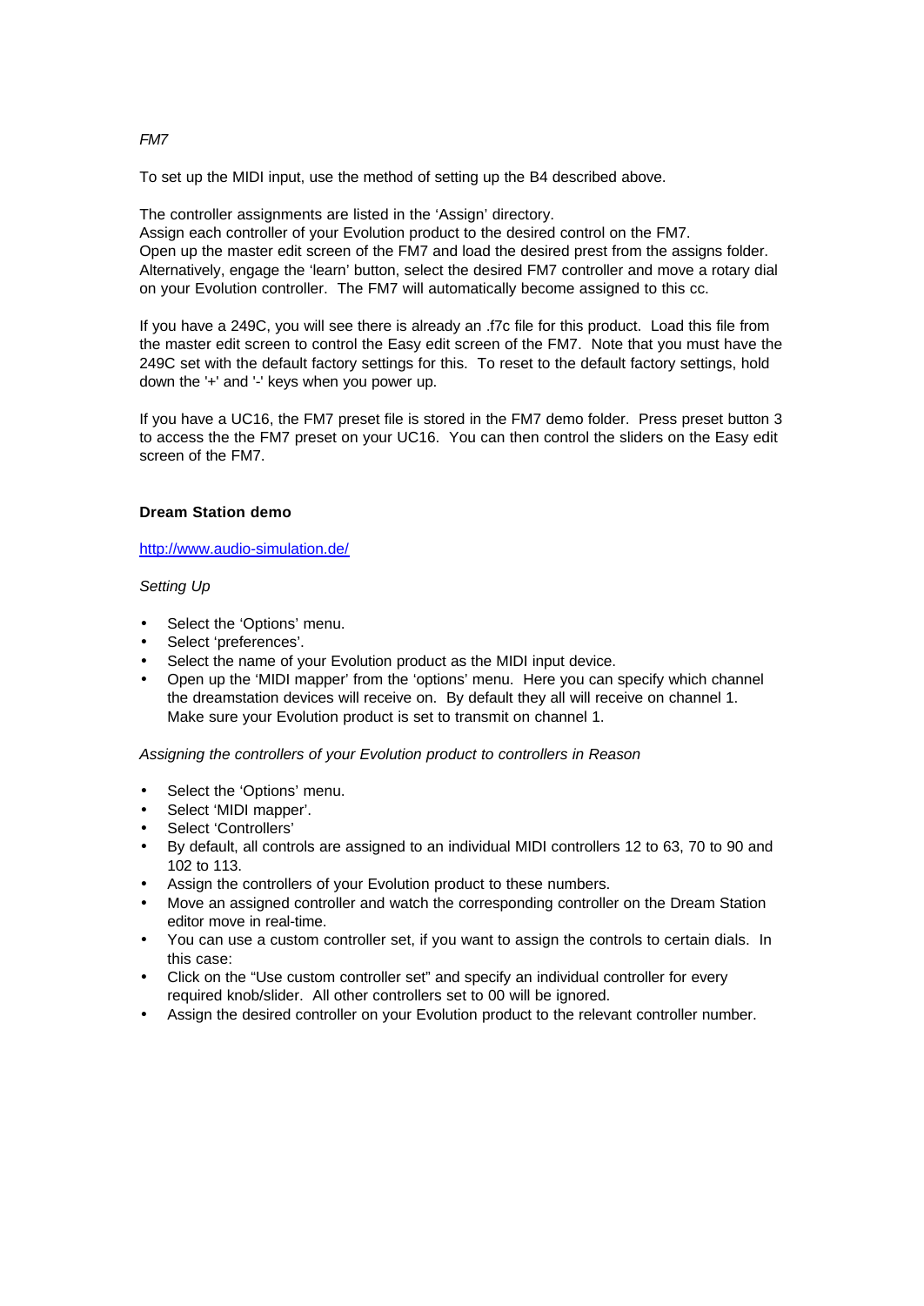*FM7*

To set up the MIDI input, use the method of setting up the B4 described above.

The controller assignments are listed in the 'Assign' directory.
Assign each controller of your Evolution product to the desired control on the FM7.
Open up the master edit screen of the FM7 and load the desired prest from the assigns folder.
Alternatively, engage the 'learn' button, select the desired FM7 controller and move a rotary dial on your Evolution controller. The FM7 will automatically become assigned to this cc.

If you have a 249C, you will see there is already an .f7c file for this product. Load this file from the master edit screen to control the Easy edit screen of the FM7. Note that you must have the 249C set with the default factory settings for this. To reset to the default factory settings, hold down the '+' and '-' keys when you power up.

If you have a UC16, the FM7 preset file is stored in the FM7 demo folder. Press preset button 3 to access the the FM7 preset on your UC16. You can then control the sliders on the Easy edit screen of the FM7.

**Dream Station demo**

http://www.audio-simulation.de/

*Setting Up*

- Select the 'Options' menu.
- Select 'preferences'.
- Select the name of your Evolution product as the MIDI input device.
- Open up the 'MIDI mapper' from the 'options' menu. Here you can specify which channel the dreamstation devices will receive on. By default they all will receive on channel 1. Make sure your Evolution product is set to transmit on channel 1.

*Assigning the controllers of your Evolution product to controllers in Reason*

- Select the 'Options' menu.
- Select 'MIDI mapper'.
- Select 'Controllers'
- By default, all controls are assigned to an individual MIDI controllers 12 to 63, 70 to 90 and 102 to 113.
- Assign the controllers of your Evolution product to these numbers.
- Move an assigned controller and watch the corresponding controller on the Dream Station editor move in real-time.
- You can use a custom controller set, if you want to assign the controls to certain dials. In this case:
- Click on the "Use custom controller set" and specify an individual controller for every required knob/slider. All other controllers set to 00 will be ignored.
- Assign the desired controller on your Evolution product to the relevant controller number.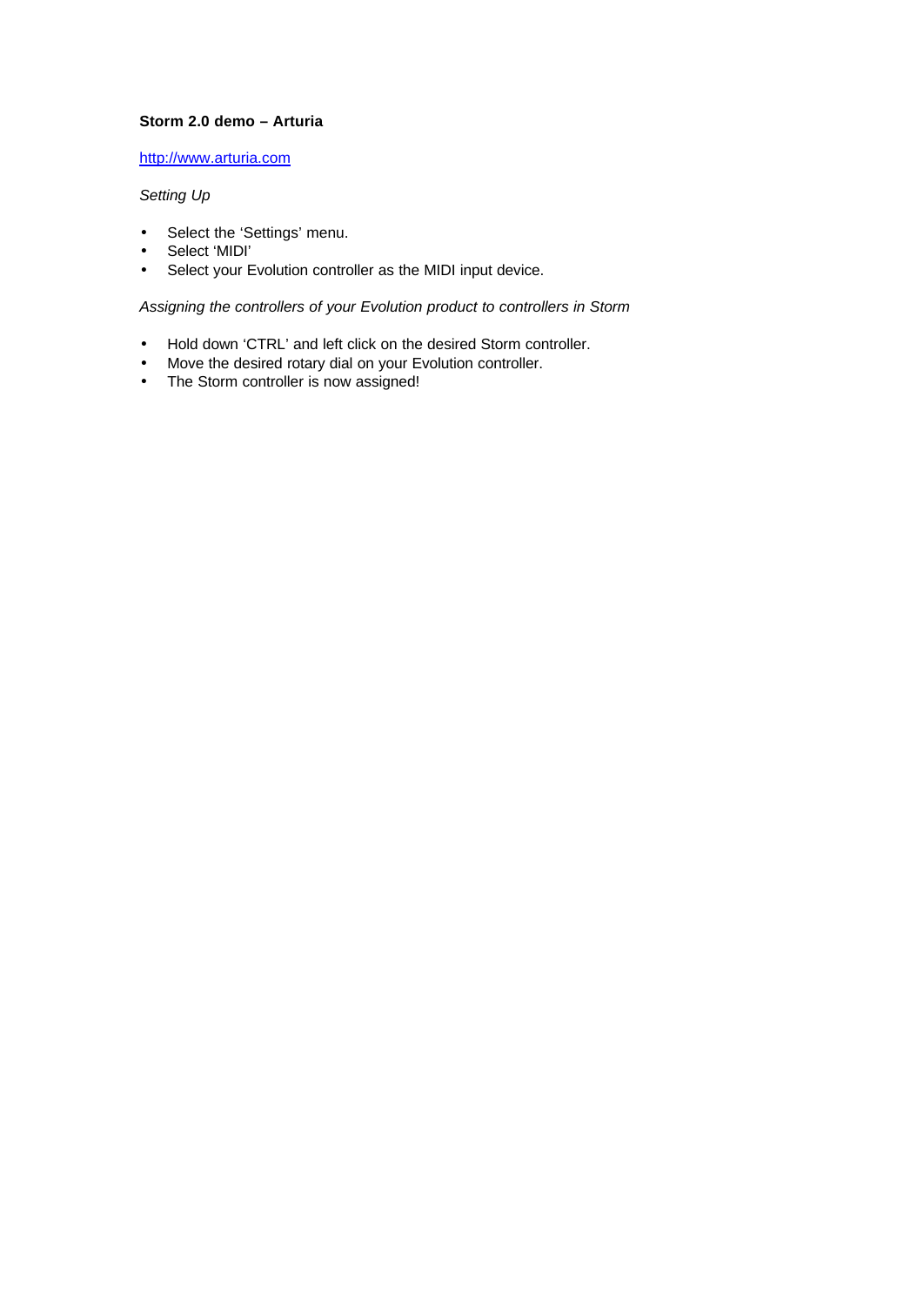**Storm 2.0 demo – Arturia**

http://www.arturia.com

*Setting Up*

- Select the 'Settings' menu.
- Select 'MIDI'
- Select your Evolution controller as the MIDI input device.

*Assigning the controllers of your Evolution product to controllers in Storm*

- Hold down 'CTRL' and left click on the desired Storm controller.
- Move the desired rotary dial on your Evolution controller.
- The Storm controller is now assigned!